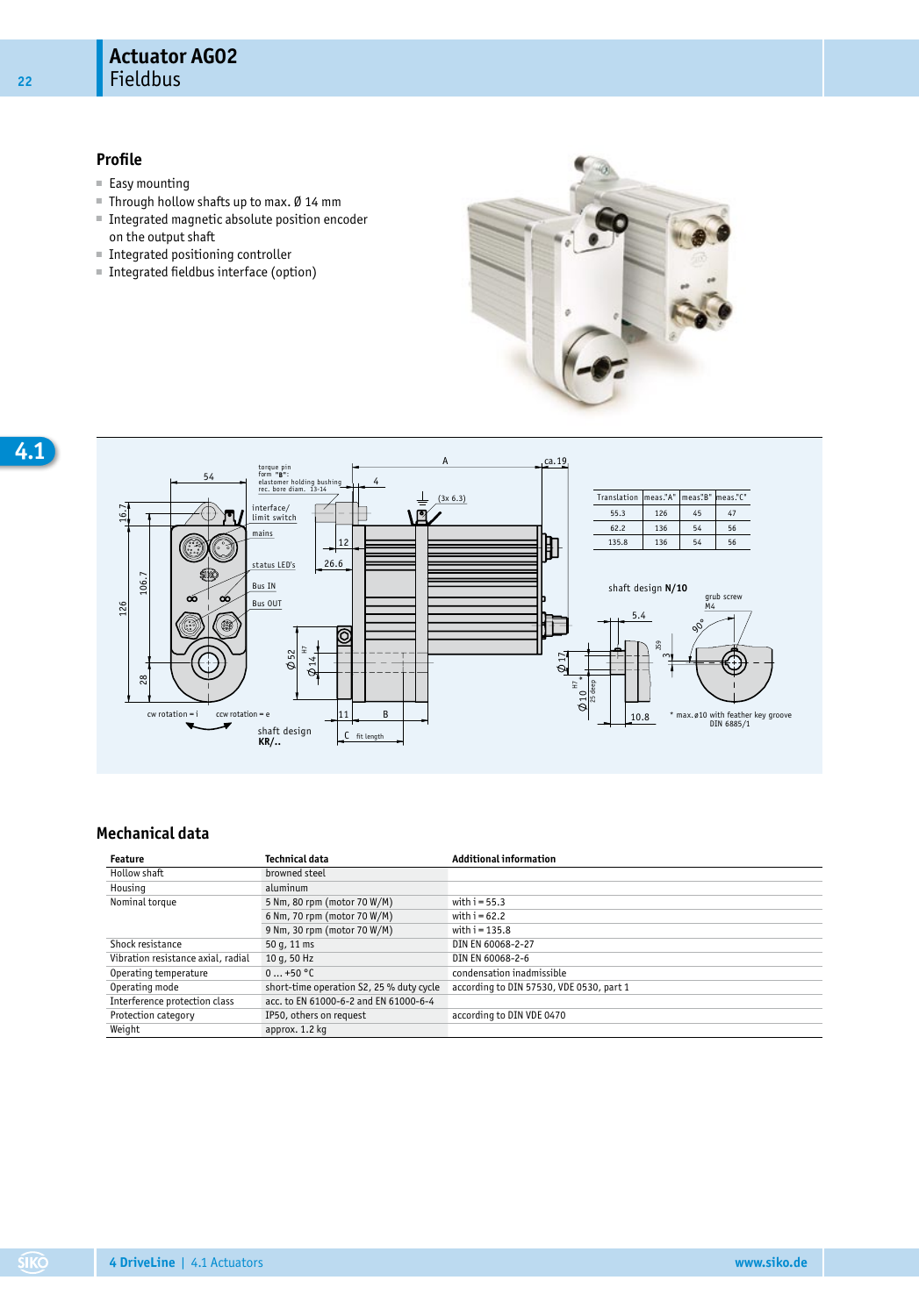# Actuator AG02
## Fieldbus

### Profile

- Easy mounting
- Through hollow shafts up to max. Ø 14 mm
- Integrated magnetic absolute position encoder on the output shaft
- Integrated positioning controller
- Integrated fieldbus interface (option)

| Translation | meas."A" | meas."B" | meas."C" |
|---|---|---|---|
| 55.3 | 126 | 45 | 47 |
| 62.2 | 136 | 54 | 56 |
| 135.8 | 136 | 54 | 56 |

shaft design N/10

shaft design KR/..

* max. ø10 with feather key groove DIN 6885/1

### Mechanical data

| Feature | Technical data | Additional information |
|---|---|---|
| Hollow shaft | browned steel | |
| Housing | aluminum | |
| Nominal torque | 5 Nm, 80 rpm (motor 70 W/M) | with i = 55.3 |
| | 6 Nm, 70 rpm (motor 70 W/M) | with i = 62.2 |
| | 9 Nm, 30 rpm (motor 70 W/M) | with i = 135.8 |
| Shock resistance | 50 g, 11 ms | DIN EN 60068-2-27 |
| Vibration resistance axial, radial | 10 g, 50 Hz | DIN EN 60068-2-6 |
| Operating temperature | 0 … +50 °C | condensation inadmissible |
| Operating mode | short-time operation S2, 25 % duty cycle | according to DIN 57530, VDE 0530, part 1 |
| Interference protection class | acc. to EN 61000-6-2 and EN 61000-6-4 | |
| Protection category | IP50, others on request | according to DIN VDE 0470 |
| Weight | approx. 1.2 kg | |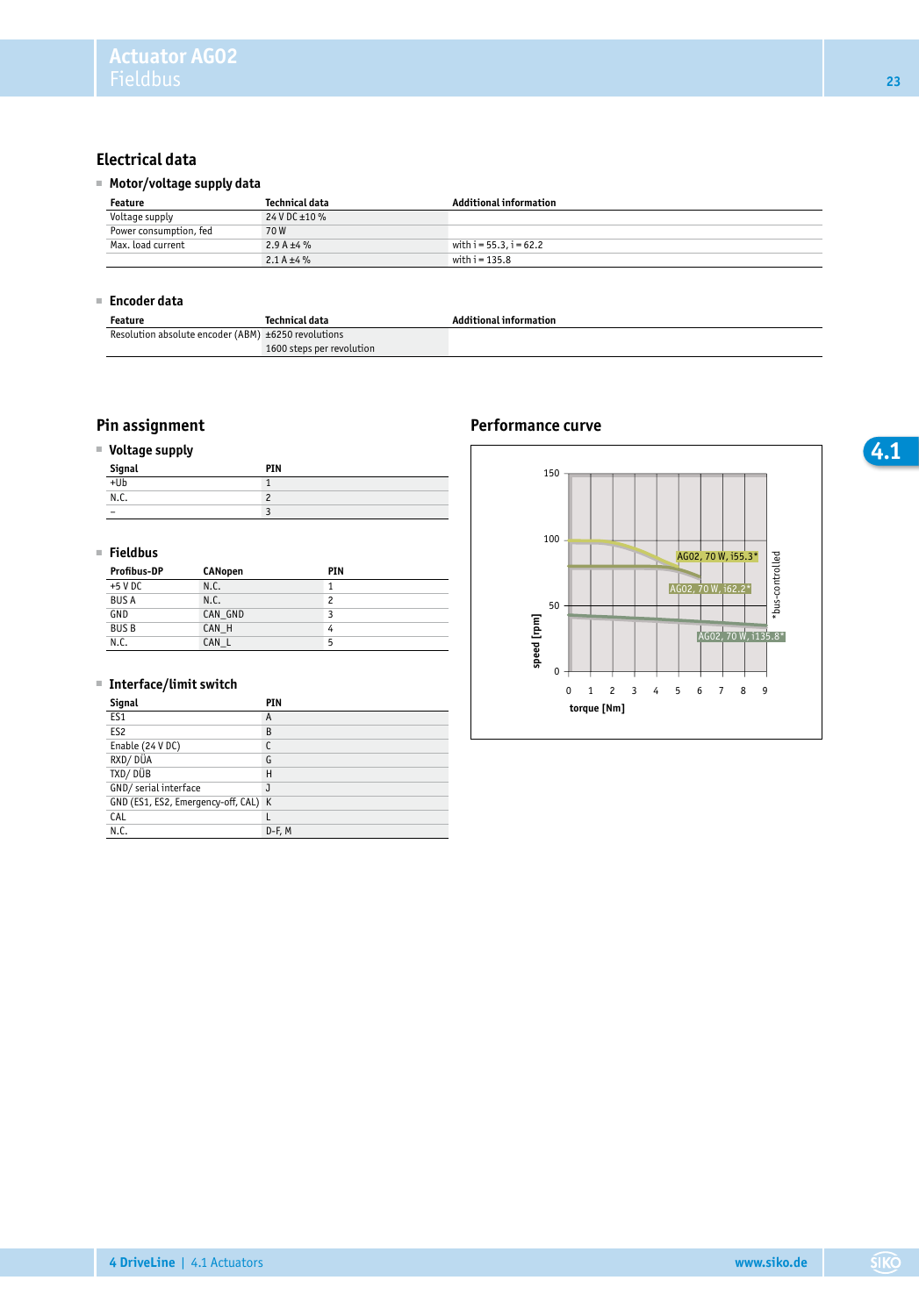# Actuator AG02
## Fieldbus

## Electrical data

### Motor/voltage supply data

| Feature | Technical data | Additional information |
|---|---|---|
| Voltage supply | 24 V DC ±10 % | |
| Power consumption, fed | 70 W | |
| Max. load current | 2.9 A ±4 % | with i = 55.3, i = 62.2 |
| | 2.1 A ±4 % | with i = 135.8 |

### Encoder data

| Feature | Technical data | Additional information |
|---|---|---|
| Resolution absolute encoder (ABM) | ±6250 revolutions | |
| | 1600 steps per revolution | |

## Pin assignment

### Voltage supply

| Signal | PIN |
|---|---|
| +Ub | 1 |
| N.C. | 2 |
| – | 3 |

### Fieldbus

| Profibus-DP | CANopen | PIN |
|---|---|---|
| +5 V DC | N.C. | 1 |
| BUS A | N.C. | 2 |
| GND | CAN_GND | 3 |
| BUS B | CAN_H | 4 |
| N.C. | CAN_L | 5 |

### Interface/limit switch

| Signal | PIN |
|---|---|
| ES1 | A |
| ES2 | B |
| Enable (24 V DC) | C |
| RXD/ DÜA | G |
| TXD/ DÜB | H |
| GND/ serial interface | J |
| GND (ES1, ES2, Emergency-off, CAL) | K |
| CAL | L |
| N.C. | D-F, M |

## Performance curve

speed [rpm] vs. torque [Nm]

AG02, 70 W, i55.3*

AG02, 70 W, i62.2*

AG02, 70 W, i135.8*

*bus-controlled

4 DriveLine | 4.1 Actuators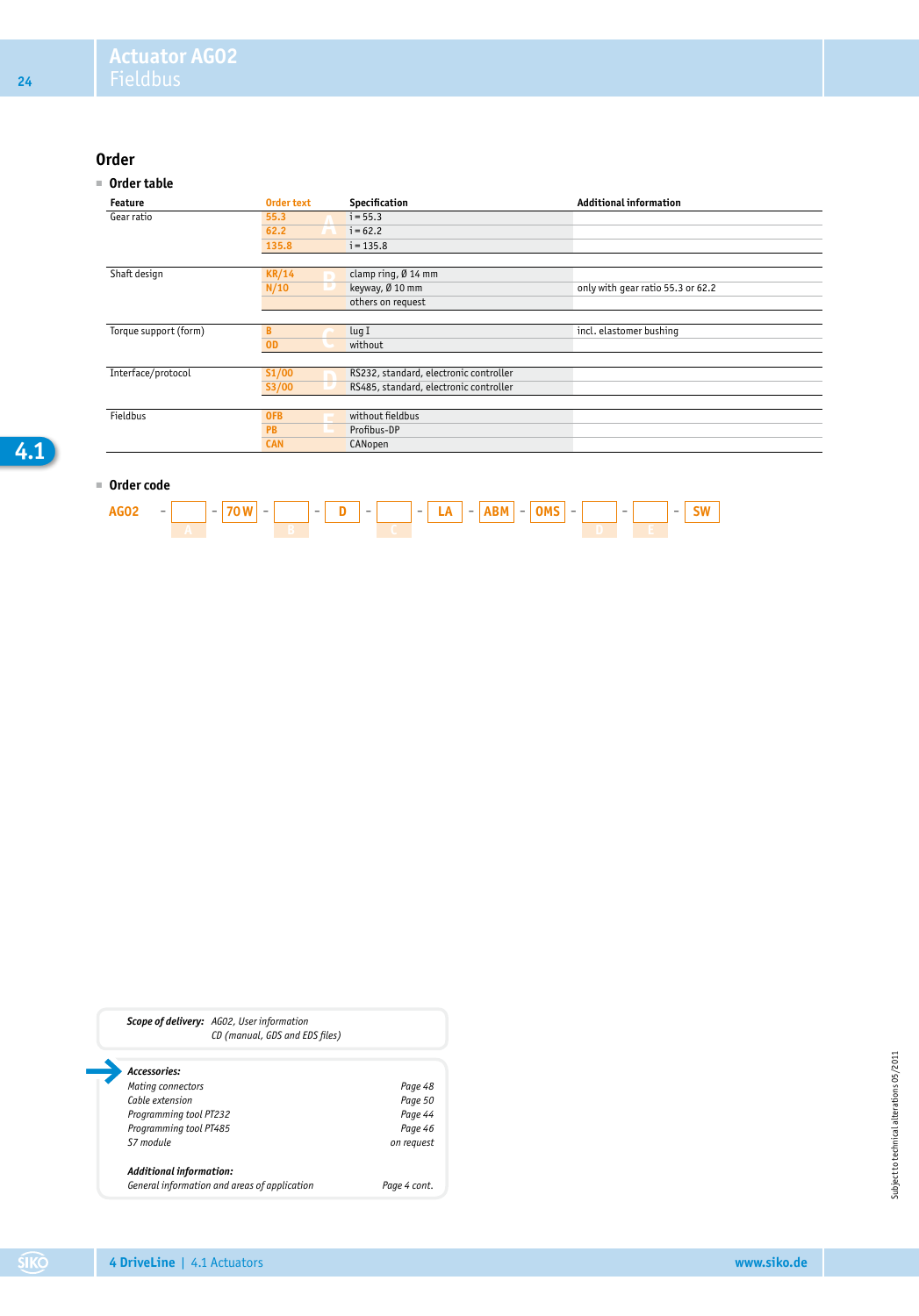# Actuator AG02
## Fieldbus

## Order

### Order table

| Feature | Order text | | Specification | Additional information |
|---|---|---|---|---|
| Gear ratio | 55.3 | A | i = 55.3 | |
| | 62.2 | | i = 62.2 | |
| | 135.8 | | i = 135.8 | |
| Shaft design | KR/14 | B | clamp ring, Ø 14 mm | |
| | N/10 | | keyway, Ø 10 mm | only with gear ratio 55.3 or 62.2 |
| | | | others on request | |
| Torque support (form) | B | C | lug I | incl. elastomer bushing |
| | OD | | without | |
| Interface/protocol | S1/00 | D | RS232, standard, electronic controller | |
| | S3/00 | | RS485, standard, electronic controller | |
| Fieldbus | OFB | E | without fieldbus | |
| | PB | | Profibus-DP | |
| | CAN | | CANopen | |

### Order code

AG02 – [ A ] – 70 W – [ B ] – D – [ C ] – LA – ABM – OMS – [ D ] – [ E ] – SW

***Scope of delivery:*** *AG02, User information*
*CD (manual, GDS and EDS files)*

***Accessories:***

| | |
|---|---|
| *Mating connectors* | *Page 48* |
| *Cable extension* | *Page 50* |
| *Programming tool PT232* | *Page 44* |
| *Programming tool PT485* | *Page 46* |
| *S7 module* | *on request* |

***Additional information:***

*General information and areas of application* — *Page 4 cont.*

Subject to technical alterations 05/2011